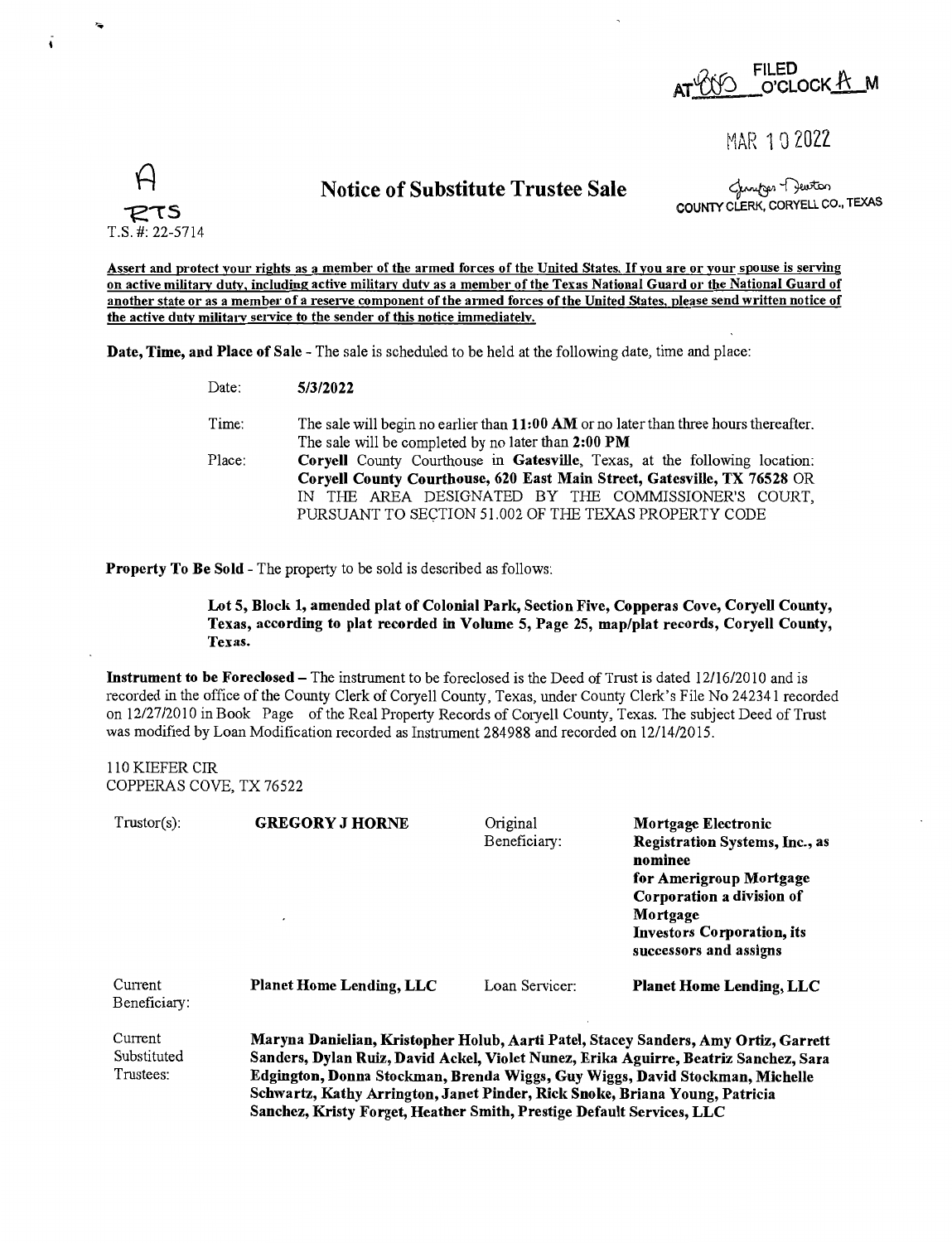FILED
AT 8:00 O'CLOCK A M

MAR 10 2022

Jennifer Deaton
COUNTY CLERK, CORYELL CO., TEXAS

A
RTS
T.S. #: 22-5714

# Notice of Substitute Trustee Sale

**Assert and protect your rights as a member of the armed forces of the United States. If you are or your spouse is serving on active military duty, including active military duty as a member of the Texas National Guard or the National Guard of another state or as a member of a reserve component of the armed forces of the United States, please send written notice of the active duty military service to the sender of this notice immediately.**

**Date, Time, and Place of Sale** - The sale is scheduled to be held at the following date, time and place:

| | |
|---|---|
| Date: | **5/3/2022** |
| Time: | The sale will begin no earlier than **11:00 AM** or no later than three hours thereafter. The sale will be completed by no later than **2:00 PM** |
| Place: | **Coryell** County Courthouse in **Gatesville**, Texas, at the following location: **Coryell County Courthouse, 620 East Main Street, Gatesville, TX 76528** OR IN THE AREA DESIGNATED BY THE COMMISSIONER'S COURT, PURSUANT TO SECTION 51.002 OF THE TEXAS PROPERTY CODE |

**Property To Be Sold** - The property to be sold is described as follows:

**Lot 5, Block 1, amended plat of Colonial Park, Section Five, Copperas Cove, Coryell County, Texas, according to plat recorded in Volume 5, Page 25, map/plat records, Coryell County, Texas.**

**Instrument to be Foreclosed** – The instrument to be foreclosed is the Deed of Trust is dated 12/16/2010 and is recorded in the office of the County Clerk of Coryell County, Texas, under County Clerk's File No 242341 recorded on 12/27/2010 in Book Page of the Real Property Records of Coryell County, Texas. The subject Deed of Trust was modified by Loan Modification recorded as Instrument 284988 and recorded on 12/14/2015.

110 KIEFER CIR
COPPERAS COVE, TX 76522

| | | | |
|---|---|---|---|
| Trustor(s): | **GREGORY J HORNE** | Original Beneficiary: | **Mortgage Electronic Registration Systems, Inc., as nominee for Amerigroup Mortgage Corporation a division of Mortgage Investors Corporation, its successors and assigns** |
| Current Beneficiary: | **Planet Home Lending, LLC** | Loan Servicer: | **Planet Home Lending, LLC** |

Current Substituted Trustees: **Maryna Danielian, Kristopher Holub, Aarti Patel, Stacey Sanders, Amy Ortiz, Garrett Sanders, Dylan Ruiz, David Ackel, Violet Nunez, Erika Aguirre, Beatriz Sanchez, Sara Edgington, Donna Stockman, Brenda Wiggs, Guy Wiggs, David Stockman, Michelle Schwartz, Kathy Arrington, Janet Pinder, Rick Snoke, Briana Young, Patricia Sanchez, Kristy Forget, Heather Smith, Prestige Default Services, LLC**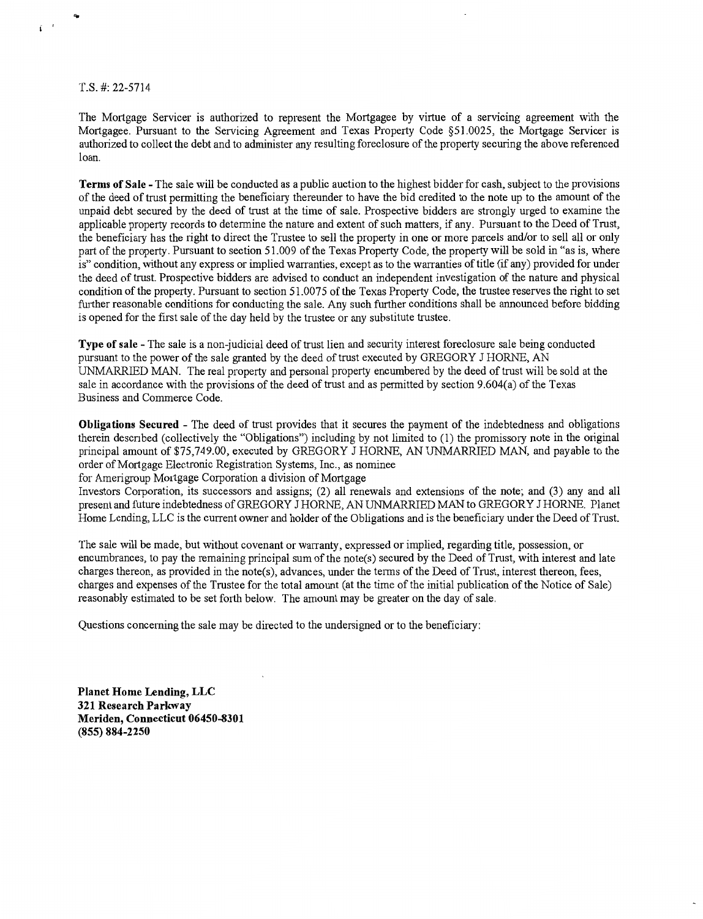T.S. #: 22-5714

The Mortgage Servicer is authorized to represent the Mortgagee by virtue of a servicing agreement with the Mortgagee. Pursuant to the Servicing Agreement and Texas Property Code §51.0025, the Mortgage Servicer is authorized to collect the debt and to administer any resulting foreclosure of the property securing the above referenced loan.

**Terms of Sale** - The sale will be conducted as a public auction to the highest bidder for cash, subject to the provisions of the deed of trust permitting the beneficiary thereunder to have the bid credited to the note up to the amount of the unpaid debt secured by the deed of trust at the time of sale. Prospective bidders are strongly urged to examine the applicable property records to determine the nature and extent of such matters, if any. Pursuant to the Deed of Trust, the beneficiary has the right to direct the Trustee to sell the property in one or more parcels and/or to sell all or only part of the property. Pursuant to section 51.009 of the Texas Property Code, the property will be sold in "as is, where is" condition, without any express or implied warranties, except as to the warranties of title (if any) provided for under the deed of trust. Prospective bidders are advised to conduct an independent investigation of the nature and physical condition of the property. Pursuant to section 51.0075 of the Texas Property Code, the trustee reserves the right to set further reasonable conditions for conducting the sale. Any such further conditions shall be announced before bidding is opened for the first sale of the day held by the trustee or any substitute trustee.

**Type of sale** - The sale is a non-judicial deed of trust lien and security interest foreclosure sale being conducted pursuant to the power of the sale granted by the deed of trust executed by GREGORY J HORNE, AN UNMARRIED MAN. The real property and personal property encumbered by the deed of trust will be sold at the sale in accordance with the provisions of the deed of trust and as permitted by section 9.604(a) of the Texas Business and Commerce Code.

**Obligations Secured** - The deed of trust provides that it secures the payment of the indebtedness and obligations therein described (collectively the "Obligations") including by not limited to (1) the promissory note in the original principal amount of $75,749.00, executed by GREGORY J HORNE, AN UNMARRIED MAN, and payable to the order of Mortgage Electronic Registration Systems, Inc., as nominee
for Amerigroup Mortgage Corporation a division of Mortgage
Investors Corporation, its successors and assigns; (2) all renewals and extensions of the note; and (3) any and all present and future indebtedness of GREGORY J HORNE, AN UNMARRIED MAN to GREGORY J HORNE. Planet Home Lending, LLC is the current owner and holder of the Obligations and is the beneficiary under the Deed of Trust.

The sale will be made, but without covenant or warranty, expressed or implied, regarding title, possession, or encumbrances, to pay the remaining principal sum of the note(s) secured by the Deed of Trust, with interest and late charges thereon, as provided in the note(s), advances, under the terms of the Deed of Trust, interest thereon, fees, charges and expenses of the Trustee for the total amount (at the time of the initial publication of the Notice of Sale) reasonably estimated to be set forth below. The amount may be greater on the day of sale.

Questions concerning the sale may be directed to the undersigned or to the beneficiary:

**Planet Home Lending, LLC**
**321 Research Parkway**
**Meriden, Connecticut 06450-8301**
**(855) 884-2250**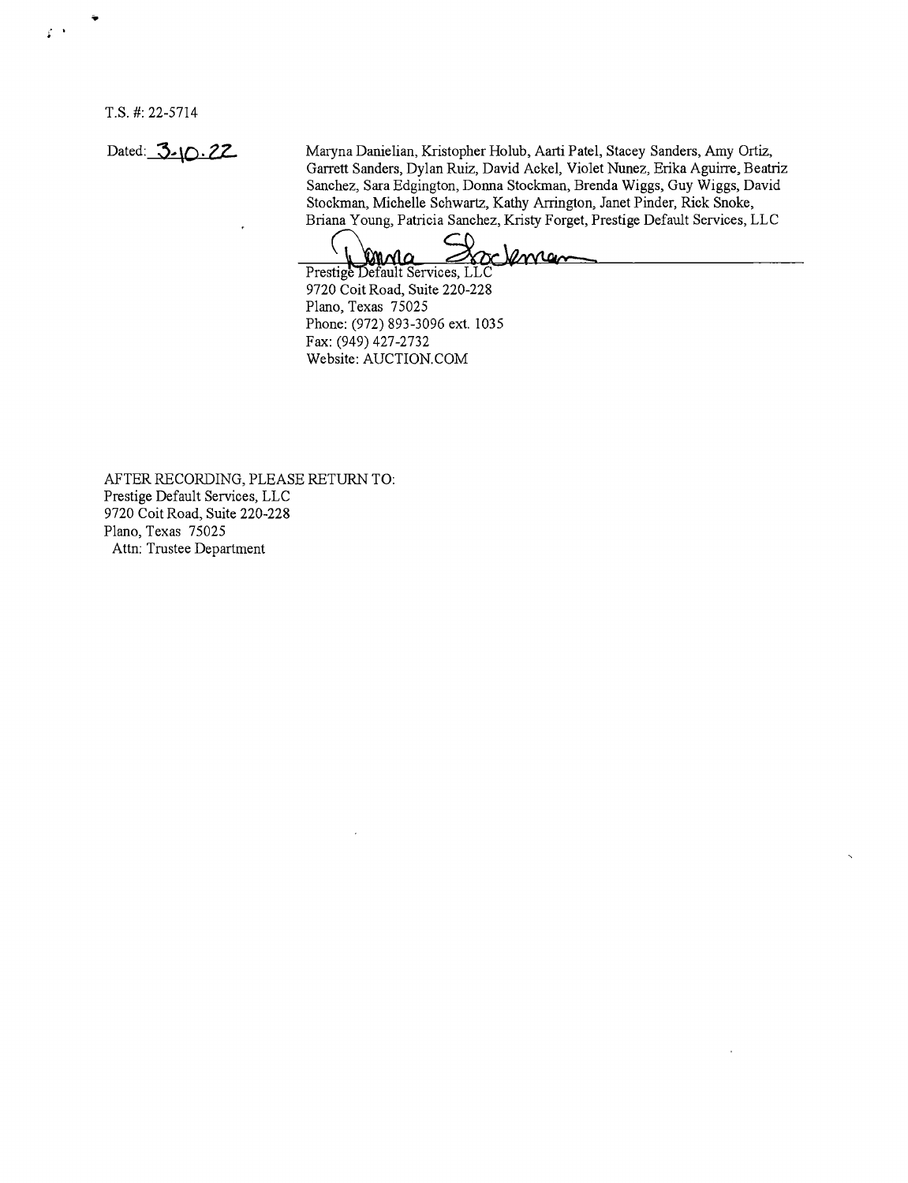T.S. #: 22-5714

Dated: 3-10-22

Maryna Danielian, Kristopher Holub, Aarti Patel, Stacey Sanders, Amy Ortiz, Garrett Sanders, Dylan Ruiz, David Ackel, Violet Nunez, Erika Aguirre, Beatriz Sanchez, Sara Edgington, Donna Stockman, Brenda Wiggs, Guy Wiggs, David Stockman, Michelle Schwartz, Kathy Arrington, Janet Pinder, Rick Snoke, Briana Young, Patricia Sanchez, Kristy Forget, Prestige Default Services, LLC

Donna Stockman

Prestige Default Services, LLC
9720 Coit Road, Suite 220-228
Plano, Texas 75025
Phone: (972) 893-3096 ext. 1035
Fax: (949) 427-2732
Website: AUCTION.COM

AFTER RECORDING, PLEASE RETURN TO:
Prestige Default Services, LLC
9720 Coit Road, Suite 220-228
Plano, Texas 75025
Attn: Trustee Department